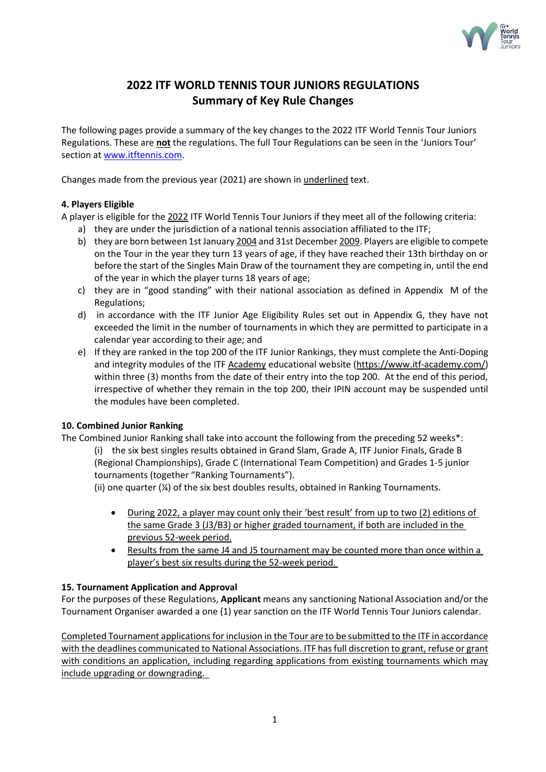# 2022 ITF WORLD TENNIS TOUR JUNIORS REGULATIONS
## Summary of Key Rule Changes

The following pages provide a summary of the key changes to the 2022 ITF World Tennis Tour Juniors Regulations. These are **not** the regulations. The full Tour Regulations can be seen in the 'Juniors Tour' section at www.itftennis.com.

Changes made from the previous year (2021) are shown in <u>underlined</u> text.

### 4. Players Eligible

A player is eligible for the <u>2022</u> ITF World Tennis Tour Juniors if they meet all of the following criteria:

a) they are under the jurisdiction of a national tennis association affiliated to the ITF;

b) they are born between 1st January <u>2004</u> and 31st December <u>2009</u>. Players are eligible to compete on the Tour in the year they turn 13 years of age, if they have reached their 13th birthday on or before the start of the Singles Main Draw of the tournament they are competing in, until the end of the year in which the player turns 18 years of age;

c) they are in "good standing" with their national association as defined in Appendix M of the Regulations;

d) in accordance with the ITF Junior Age Eligibility Rules set out in Appendix G, they have not exceeded the limit in the number of tournaments in which they are permitted to participate in a calendar year according to their age; and

e) If they are ranked in the top 200 of the ITF Junior Rankings, they must complete the Anti-Doping and integrity modules of the ITF <u>Academy</u> educational website (https://www.itf-academy.com/) within three (3) months from the date of their entry into the top 200. At the end of this period, irrespective of whether they remain in the top 200, their IPIN account may be suspended until the modules have been completed.

### 10. Combined Junior Ranking

The Combined Junior Ranking shall take into account the following from the preceding 52 weeks*:

(i) the six best singles results obtained in Grand Slam, Grade A, ITF Junior Finals, Grade B (Regional Championships), Grade C (International Team Competition) and Grades 1-5 junior tournaments (together "Ranking Tournaments").

(ii) one quarter (¼) of the six best doubles results, obtained in Ranking Tournaments.

- <u>During 2022, a player may count only their 'best result' from up to two (2) editions of the same Grade 3 (J3/B3) or higher graded tournament, if both are included in the previous 52-week period.</u>
- <u>Results from the same J4 and J5 tournament may be counted more than once within a player's best six results during the 52-week period.</u>

### 15. Tournament Application and Approval

For the purposes of these Regulations, **Applicant** means any sanctioning National Association and/or the Tournament Organiser awarded a one (1) year sanction on the ITF World Tennis Tour Juniors calendar.

<u>Completed Tournament applications for inclusion in the Tour are to be submitted to the ITF in accordance with the deadlines communicated to National Associations. ITF has full discretion to grant, refuse or grant with conditions an application, including regarding applications from existing tournaments which may include upgrading or downgrading.</u>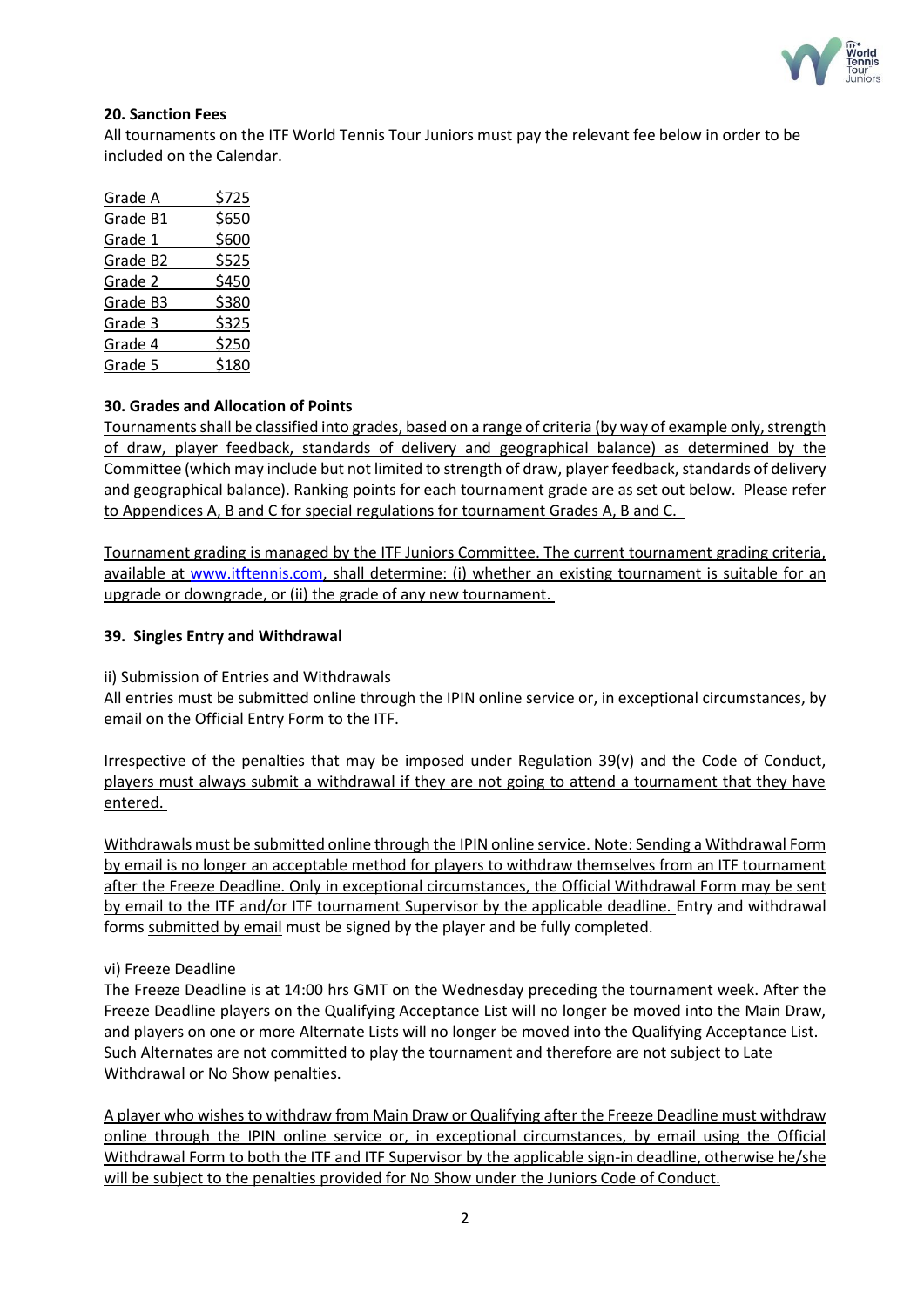**20. Sanction Fees**

All tournaments on the ITF World Tennis Tour Juniors must pay the relevant fee below in order to be included on the Calendar.

| Grade | Fee |
|---|---|
| Grade A | $725 |
| Grade B1 | $650 |
| Grade 1 | $600 |
| Grade B2 | $525 |
| Grade 2 | $450 |
| Grade B3 | $380 |
| Grade 3 | $325 |
| Grade 4 | $250 |
| Grade 5 | $180 |

**30. Grades and Allocation of Points**

Tournaments shall be classified into grades, based on a range of criteria (by way of example only, strength of draw, player feedback, standards of delivery and geographical balance) as determined by the Committee (which may include but not limited to strength of draw, player feedback, standards of delivery and geographical balance). Ranking points for each tournament grade are as set out below. Please refer to Appendices A, B and C for special regulations for tournament Grades A, B and C.

Tournament grading is managed by the ITF Juniors Committee. The current tournament grading criteria, available at www.itftennis.com, shall determine: (i) whether an existing tournament is suitable for an upgrade or downgrade, or (ii) the grade of any new tournament.

**39. Singles Entry and Withdrawal**

ii) Submission of Entries and Withdrawals

All entries must be submitted online through the IPIN online service or, in exceptional circumstances, by email on the Official Entry Form to the ITF.

Irrespective of the penalties that may be imposed under Regulation 39(v) and the Code of Conduct, players must always submit a withdrawal if they are not going to attend a tournament that they have entered.

Withdrawals must be submitted online through the IPIN online service. Note: Sending a Withdrawal Form by email is no longer an acceptable method for players to withdraw themselves from an ITF tournament after the Freeze Deadline. Only in exceptional circumstances, the Official Withdrawal Form may be sent by email to the ITF and/or ITF tournament Supervisor by the applicable deadline. Entry and withdrawal forms submitted by email must be signed by the player and be fully completed.

vi) Freeze Deadline

The Freeze Deadline is at 14:00 hrs GMT on the Wednesday preceding the tournament week. After the Freeze Deadline players on the Qualifying Acceptance List will no longer be moved into the Main Draw, and players on one or more Alternate Lists will no longer be moved into the Qualifying Acceptance List. Such Alternates are not committed to play the tournament and therefore are not subject to Late Withdrawal or No Show penalties.

A player who wishes to withdraw from Main Draw or Qualifying after the Freeze Deadline must withdraw online through the IPIN online service or, in exceptional circumstances, by email using the Official Withdrawal Form to both the ITF and ITF Supervisor by the applicable sign-in deadline, otherwise he/she will be subject to the penalties provided for No Show under the Juniors Code of Conduct.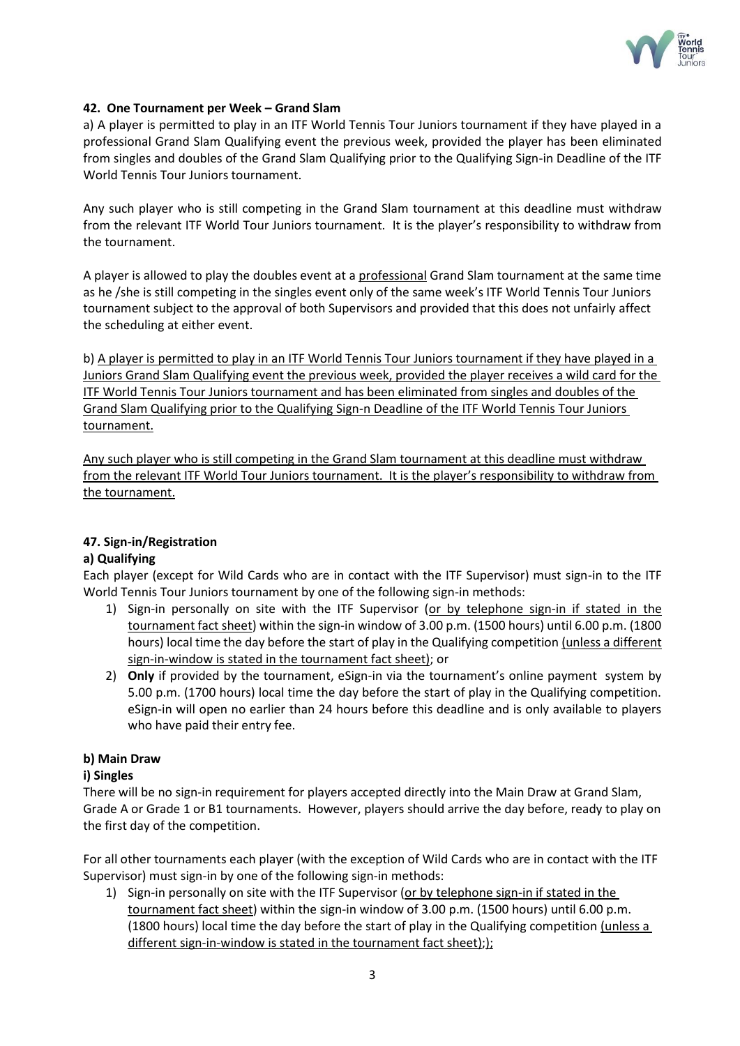### 42. One Tournament per Week – Grand Slam

a) A player is permitted to play in an ITF World Tennis Tour Juniors tournament if they have played in a professional Grand Slam Qualifying event the previous week, provided the player has been eliminated from singles and doubles of the Grand Slam Qualifying prior to the Qualifying Sign-in Deadline of the ITF World Tennis Tour Juniors tournament.

Any such player who is still competing in the Grand Slam tournament at this deadline must withdraw from the relevant ITF World Tour Juniors tournament. It is the player's responsibility to withdraw from the tournament.

A player is allowed to play the doubles event at a <u>professional</u> Grand Slam tournament at the same time as he /she is still competing in the singles event only of the same week's ITF World Tennis Tour Juniors tournament subject to the approval of both Supervisors and provided that this does not unfairly affect the scheduling at either event.

b) <u>A player is permitted to play in an ITF World Tennis Tour Juniors tournament if they have played in a Juniors Grand Slam Qualifying event the previous week, provided the player receives a wild card for the ITF World Tennis Tour Juniors tournament and has been eliminated from singles and doubles of the Grand Slam Qualifying prior to the Qualifying Sign-n Deadline of the ITF World Tennis Tour Juniors tournament.</u>

<u>Any such player who is still competing in the Grand Slam tournament at this deadline must withdraw from the relevant ITF World Tour Juniors tournament. It is the player's responsibility to withdraw from the tournament.</u>

### 47. Sign-in/Registration

#### a) Qualifying

Each player (except for Wild Cards who are in contact with the ITF Supervisor) must sign-in to the ITF World Tennis Tour Juniors tournament by one of the following sign-in methods:

1) Sign-in personally on site with the ITF Supervisor (<u>or by telephone sign-in if stated in the tournament fact sheet</u>) within the sign-in window of 3.00 p.m. (1500 hours) until 6.00 p.m. (1800 hours) local time the day before the start of play in the Qualifying competition <u>(unless a different sign-in-window is stated in the tournament fact sheet)</u>; or
2) **Only** if provided by the tournament, eSign-in via the tournament's online payment system by 5.00 p.m. (1700 hours) local time the day before the start of play in the Qualifying competition. eSign-in will open no earlier than 24 hours before this deadline and is only available to players who have paid their entry fee.

#### b) Main Draw

#### i) Singles

There will be no sign-in requirement for players accepted directly into the Main Draw at Grand Slam, Grade A or Grade 1 or B1 tournaments. However, players should arrive the day before, ready to play on the first day of the competition.

For all other tournaments each player (with the exception of Wild Cards who are in contact with the ITF Supervisor) must sign-in by one of the following sign-in methods:

1) Sign-in personally on site with the ITF Supervisor (<u>or by telephone sign-in if stated in the tournament fact sheet</u>) within the sign-in window of 3.00 p.m. (1500 hours) until 6.00 p.m. (1800 hours) local time the day before the start of play in the Qualifying competition <u>(unless a different sign-in-window is stated in the tournament fact sheet);</u>);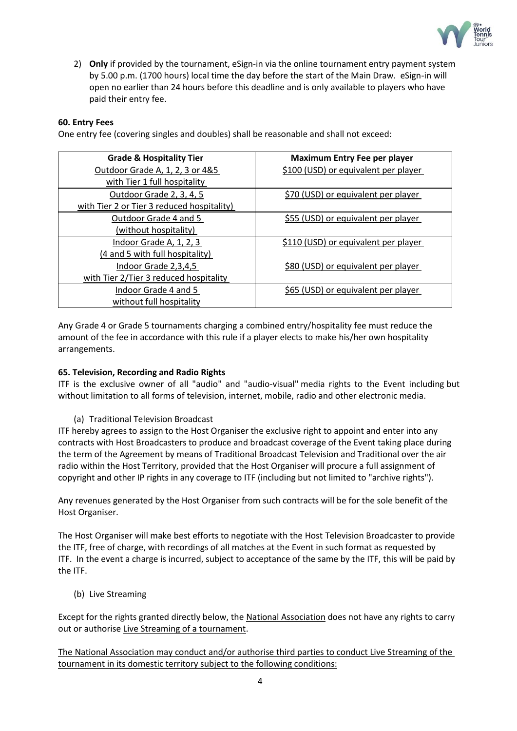2) **Only** if provided by the tournament, eSign-in via the online tournament entry payment system by 5.00 p.m. (1700 hours) local time the day before the start of the Main Draw. eSign-in will open no earlier than 24 hours before this deadline and is only available to players who have paid their entry fee.

**60. Entry Fees**

One entry fee (covering singles and doubles) shall be reasonable and shall not exceed:

| Grade & Hospitality Tier | Maximum Entry Fee per player |
|---|---|
| Outdoor Grade A, 1, 2, 3 or 4&5 with Tier 1 full hospitality | $100 (USD) or equivalent per player |
| Outdoor Grade 2, 3, 4, 5 with Tier 2 or Tier 3 reduced hospitality) | $70 (USD) or equivalent per player |
| Outdoor Grade 4 and 5 (without hospitality) | $55 (USD) or equivalent per player |
| Indoor Grade A, 1, 2, 3 (4 and 5 with full hospitality) | $110 (USD) or equivalent per player |
| Indoor Grade 2,3,4,5 with Tier 2/Tier 3 reduced hospitality | $80 (USD) or equivalent per player |
| Indoor Grade 4 and 5 without full hospitality | $65 (USD) or equivalent per player |

Any Grade 4 or Grade 5 tournaments charging a combined entry/hospitality fee must reduce the amount of the fee in accordance with this rule if a player elects to make his/her own hospitality arrangements.

**65. Television, Recording and Radio Rights**

ITF is the exclusive owner of all "audio" and "audio-visual" media rights to the Event including but without limitation to all forms of television, internet, mobile, radio and other electronic media.

(a) Traditional Television Broadcast

ITF hereby agrees to assign to the Host Organiser the exclusive right to appoint and enter into any contracts with Host Broadcasters to produce and broadcast coverage of the Event taking place during the term of the Agreement by means of Traditional Broadcast Television and Traditional over the air radio within the Host Territory, provided that the Host Organiser will procure a full assignment of copyright and other IP rights in any coverage to ITF (including but not limited to "archive rights").

Any revenues generated by the Host Organiser from such contracts will be for the sole benefit of the Host Organiser.

The Host Organiser will make best efforts to negotiate with the Host Television Broadcaster to provide the ITF, free of charge, with recordings of all matches at the Event in such format as requested by ITF. In the event a charge is incurred, subject to acceptance of the same by the ITF, this will be paid by the ITF.

(b) Live Streaming

Except for the rights granted directly below, the National Association does not have any rights to carry out or authorise Live Streaming of a tournament.

The National Association may conduct and/or authorise third parties to conduct Live Streaming of the tournament in its domestic territory subject to the following conditions: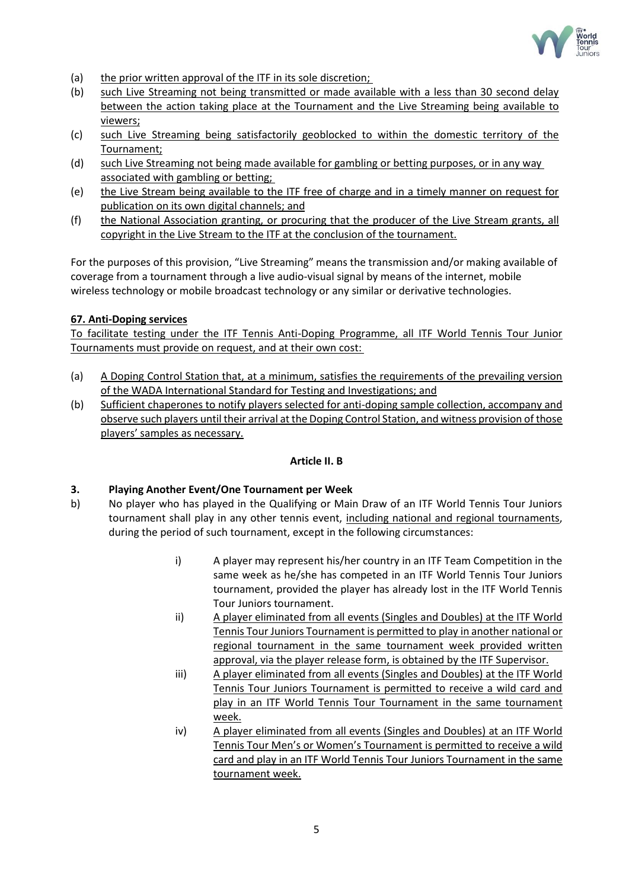(a) the prior written approval of the ITF in its sole discretion;
(b) such Live Streaming not being transmitted or made available with a less than 30 second delay between the action taking place at the Tournament and the Live Streaming being available to viewers;
(c) such Live Streaming being satisfactorily geoblocked to within the domestic territory of the Tournament;
(d) such Live Streaming not being made available for gambling or betting purposes, or in any way associated with gambling or betting;
(e) the Live Stream being available to the ITF free of charge and in a timely manner on request for publication on its own digital channels; and
(f) the National Association granting, or procuring that the producer of the Live Stream grants, all copyright in the Live Stream to the ITF at the conclusion of the tournament.

For the purposes of this provision, "Live Streaming" means the transmission and/or making available of coverage from a tournament through a live audio-visual signal by means of the internet, mobile wireless technology or mobile broadcast technology or any similar or derivative technologies.

**67. Anti-Doping services**

To facilitate testing under the ITF Tennis Anti-Doping Programme, all ITF World Tennis Tour Junior Tournaments must provide on request, and at their own cost:

(a) A Doping Control Station that, at a minimum, satisfies the requirements of the prevailing version of the WADA International Standard for Testing and Investigations; and
(b) Sufficient chaperones to notify players selected for anti-doping sample collection, accompany and observe such players until their arrival at the Doping Control Station, and witness provision of those players' samples as necessary.

**Article II. B**

**3. Playing Another Event/One Tournament per Week**

b) No player who has played in the Qualifying or Main Draw of an ITF World Tennis Tour Juniors tournament shall play in any other tennis event, including national and regional tournaments, during the period of such tournament, except in the following circumstances:

i) A player may represent his/her country in an ITF Team Competition in the same week as he/she has competed in an ITF World Tennis Tour Juniors tournament, provided the player has already lost in the ITF World Tennis Tour Juniors tournament.

ii) A player eliminated from all events (Singles and Doubles) at the ITF World Tennis Tour Juniors Tournament is permitted to play in another national or regional tournament in the same tournament week provided written approval, via the player release form, is obtained by the ITF Supervisor.

iii) A player eliminated from all events (Singles and Doubles) at the ITF World Tennis Tour Juniors Tournament is permitted to receive a wild card and play in an ITF World Tennis Tour Tournament in the same tournament week.

iv) A player eliminated from all events (Singles and Doubles) at an ITF World Tennis Tour Men's or Women's Tournament is permitted to receive a wild card and play in an ITF World Tennis Tour Juniors Tournament in the same tournament week.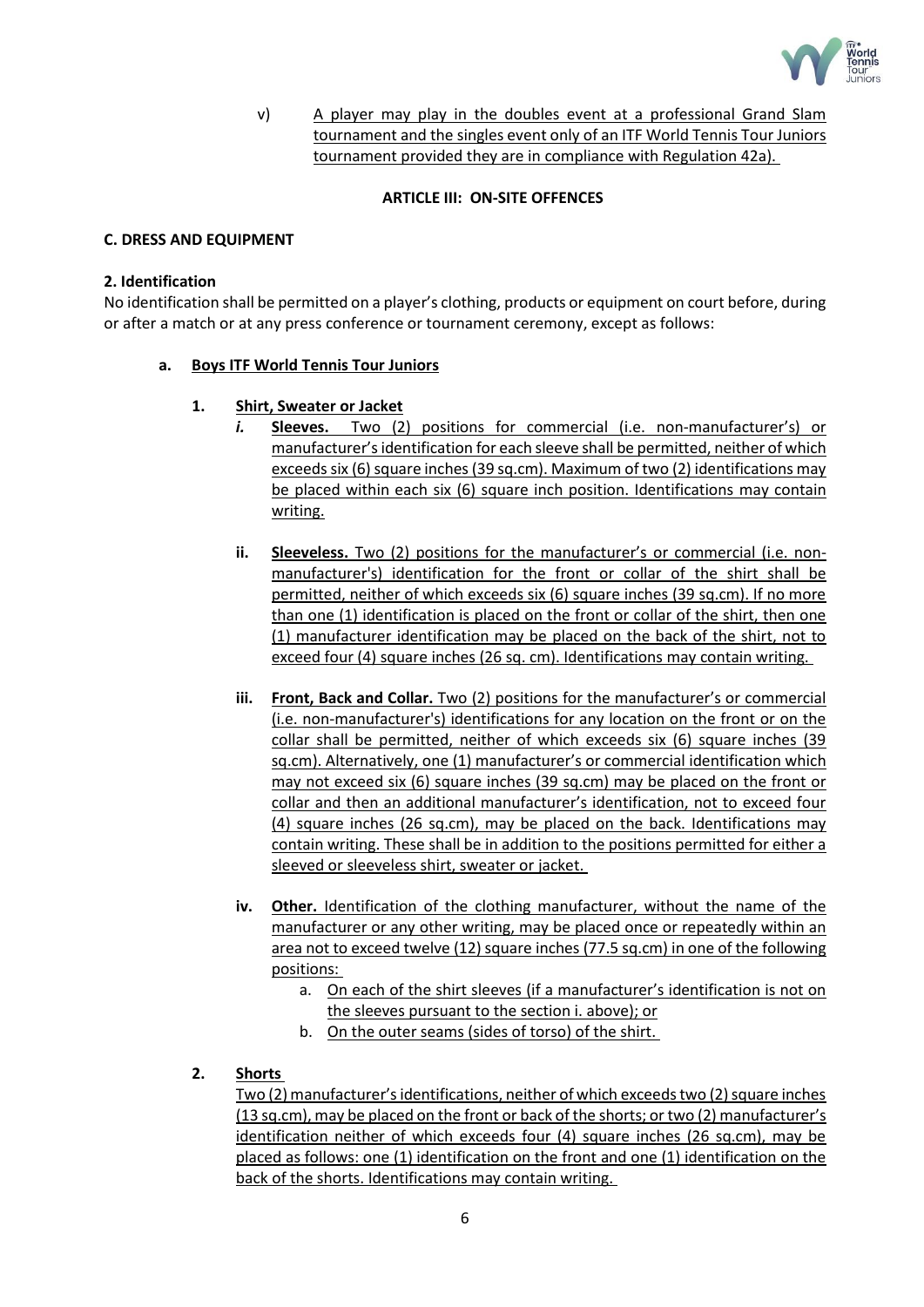v) A player may play in the doubles event at a professional Grand Slam tournament and the singles event only of an ITF World Tennis Tour Juniors tournament provided they are in compliance with Regulation 42a).

**ARTICLE III: ON-SITE OFFENCES**

**C. DRESS AND EQUIPMENT**

**2. Identification**

No identification shall be permitted on a player's clothing, products or equipment on court before, during or after a match or at any press conference or tournament ceremony, except as follows:

**a. Boys ITF World Tennis Tour Juniors**

**1. Shirt, Sweater or Jacket**

***i.*** **Sleeves.** Two (2) positions for commercial (i.e. non-manufacturer's) or manufacturer's identification for each sleeve shall be permitted, neither of which exceeds six (6) square inches (39 sq.cm). Maximum of two (2) identifications may be placed within each six (6) square inch position. Identifications may contain writing.

**ii.** **Sleeveless.** Two (2) positions for the manufacturer's or commercial (i.e. non-manufacturer's) identification for the front or collar of the shirt shall be permitted, neither of which exceeds six (6) square inches (39 sq.cm). If no more than one (1) identification is placed on the front or collar of the shirt, then one (1) manufacturer identification may be placed on the back of the shirt, not to exceed four (4) square inches (26 sq. cm). Identifications may contain writing.

**iii.** **Front, Back and Collar.** Two (2) positions for the manufacturer's or commercial (i.e. non-manufacturer's) identifications for any location on the front or on the collar shall be permitted, neither of which exceeds six (6) square inches (39 sq.cm). Alternatively, one (1) manufacturer's or commercial identification which may not exceed six (6) square inches (39 sq.cm) may be placed on the front or collar and then an additional manufacturer's identification, not to exceed four (4) square inches (26 sq.cm), may be placed on the back. Identifications may contain writing. These shall be in addition to the positions permitted for either a sleeved or sleeveless shirt, sweater or jacket.

**iv.** **Other.** Identification of the clothing manufacturer, without the name of the manufacturer or any other writing, may be placed once or repeatedly within an area not to exceed twelve (12) square inches (77.5 sq.cm) in one of the following positions:

a. On each of the shirt sleeves (if a manufacturer's identification is not on the sleeves pursuant to the section i. above); or
b. On the outer seams (sides of torso) of the shirt.

**2. Shorts**

Two (2) manufacturer's identifications, neither of which exceeds two (2) square inches (13 sq.cm), may be placed on the front or back of the shorts; or two (2) manufacturer's identification neither of which exceeds four (4) square inches (26 sq.cm), may be placed as follows: one (1) identification on the front and one (1) identification on the back of the shorts. Identifications may contain writing.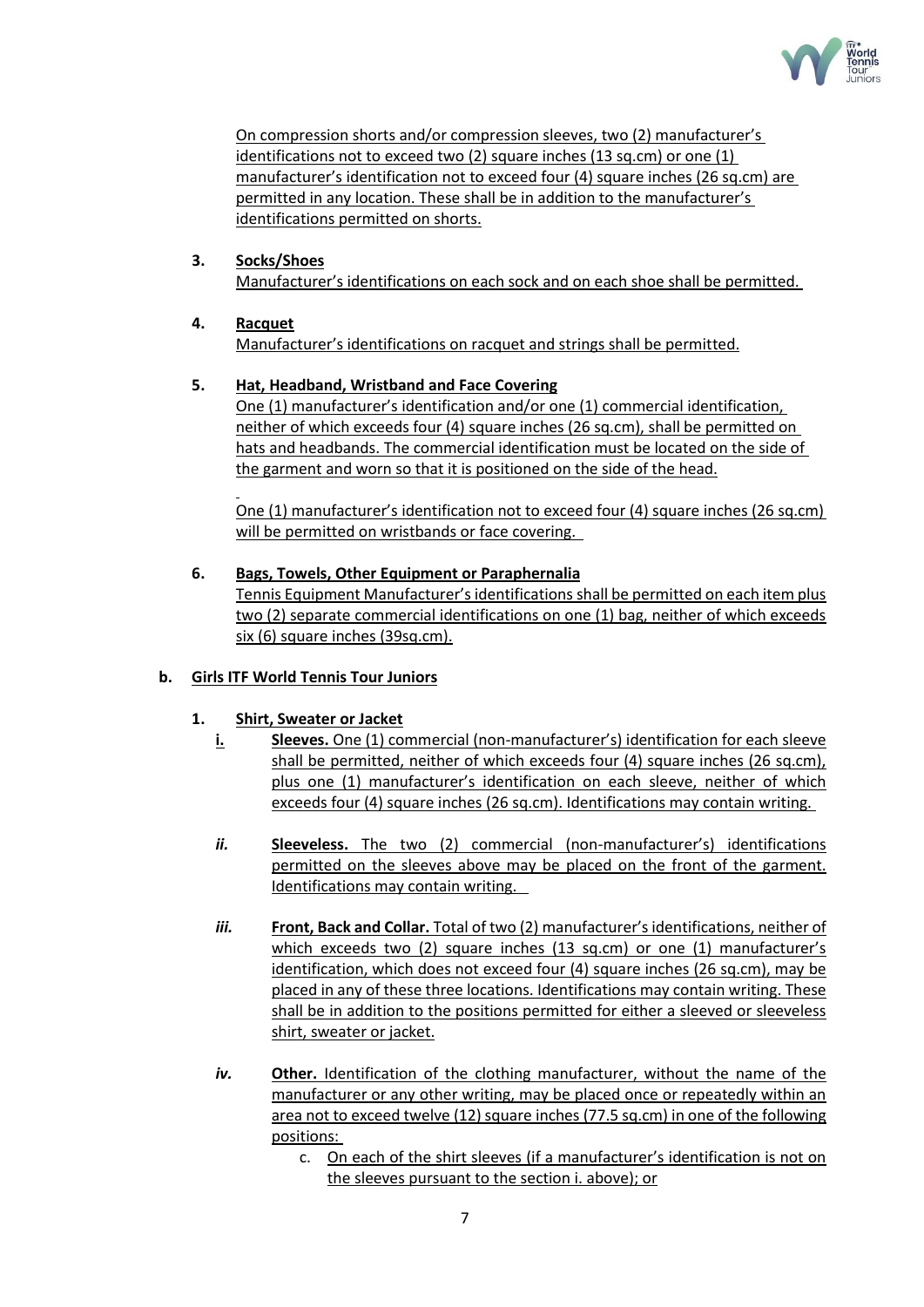On compression shorts and/or compression sleeves, two (2) manufacturer's identifications not to exceed two (2) square inches (13 sq.cm) or one (1) manufacturer's identification not to exceed four (4) square inches (26 sq.cm) are permitted in any location. These shall be in addition to the manufacturer's identifications permitted on shorts.

**3. Socks/Shoes**

Manufacturer's identifications on each sock and on each shoe shall be permitted.

**4. Racquet**

Manufacturer's identifications on racquet and strings shall be permitted.

**5. Hat, Headband, Wristband and Face Covering**

One (1) manufacturer's identification and/or one (1) commercial identification, neither of which exceeds four (4) square inches (26 sq.cm), shall be permitted on hats and headbands. The commercial identification must be located on the side of the garment and worn so that it is positioned on the side of the head.

One (1) manufacturer's identification not to exceed four (4) square inches (26 sq.cm) will be permitted on wristbands or face covering.

**6. Bags, Towels, Other Equipment or Paraphernalia**

Tennis Equipment Manufacturer's identifications shall be permitted on each item plus two (2) separate commercial identifications on one (1) bag, neither of which exceeds six (6) square inches (39sq.cm).

**b. Girls ITF World Tennis Tour Juniors**

**1. Shirt, Sweater or Jacket**

*i.* **Sleeves.** One (1) commercial (non-manufacturer's) identification for each sleeve shall be permitted, neither of which exceeds four (4) square inches (26 sq.cm), plus one (1) manufacturer's identification on each sleeve, neither of which exceeds four (4) square inches (26 sq.cm). Identifications may contain writing.

*ii.* **Sleeveless.** The two (2) commercial (non-manufacturer's) identifications permitted on the sleeves above may be placed on the front of the garment. Identifications may contain writing.

*iii.* **Front, Back and Collar.** Total of two (2) manufacturer's identifications, neither of which exceeds two (2) square inches (13 sq.cm) or one (1) manufacturer's identification, which does not exceed four (4) square inches (26 sq.cm), may be placed in any of these three locations. Identifications may contain writing. These shall be in addition to the positions permitted for either a sleeved or sleeveless shirt, sweater or jacket.

*iv.* **Other.** Identification of the clothing manufacturer, without the name of the manufacturer or any other writing, may be placed once or repeatedly within an area not to exceed twelve (12) square inches (77.5 sq.cm) in one of the following positions:

c. On each of the shirt sleeves (if a manufacturer's identification is not on the sleeves pursuant to the section i. above); or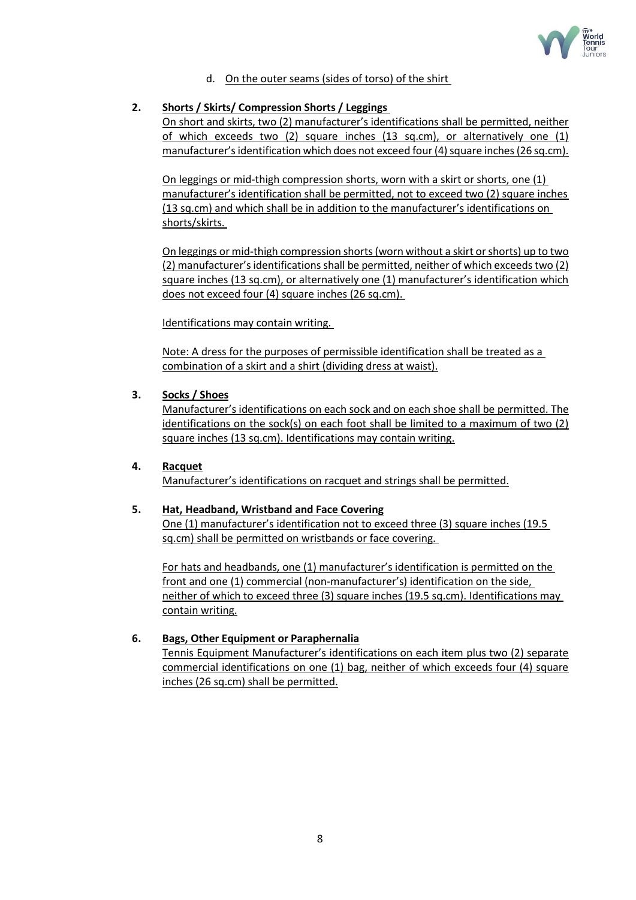d. On the outer seams (sides of torso) of the shirt

**2. Shorts / Skirts/ Compression Shorts / Leggings**

On short and skirts, two (2) manufacturer's identifications shall be permitted, neither of which exceeds two (2) square inches (13 sq.cm), or alternatively one (1) manufacturer's identification which does not exceed four (4) square inches (26 sq.cm).

On leggings or mid-thigh compression shorts, worn with a skirt or shorts, one (1) manufacturer's identification shall be permitted, not to exceed two (2) square inches (13 sq.cm) and which shall be in addition to the manufacturer's identifications on shorts/skirts.

On leggings or mid-thigh compression shorts (worn without a skirt or shorts) up to two (2) manufacturer's identifications shall be permitted, neither of which exceeds two (2) square inches (13 sq.cm), or alternatively one (1) manufacturer's identification which does not exceed four (4) square inches (26 sq.cm).

Identifications may contain writing.

Note: A dress for the purposes of permissible identification shall be treated as a combination of a skirt and a shirt (dividing dress at waist).

**3. Socks / Shoes**

Manufacturer's identifications on each sock and on each shoe shall be permitted. The identifications on the sock(s) on each foot shall be limited to a maximum of two (2) square inches (13 sq.cm). Identifications may contain writing.

**4. Racquet**

Manufacturer's identifications on racquet and strings shall be permitted.

**5. Hat, Headband, Wristband and Face Covering**

One (1) manufacturer's identification not to exceed three (3) square inches (19.5 sq.cm) shall be permitted on wristbands or face covering.

For hats and headbands, one (1) manufacturer's identification is permitted on the front and one (1) commercial (non-manufacturer's) identification on the side, neither of which to exceed three (3) square inches (19.5 sq.cm). Identifications may contain writing.

**6. Bags, Other Equipment or Paraphernalia**

Tennis Equipment Manufacturer's identifications on each item plus two (2) separate commercial identifications on one (1) bag, neither of which exceeds four (4) square inches (26 sq.cm) shall be permitted.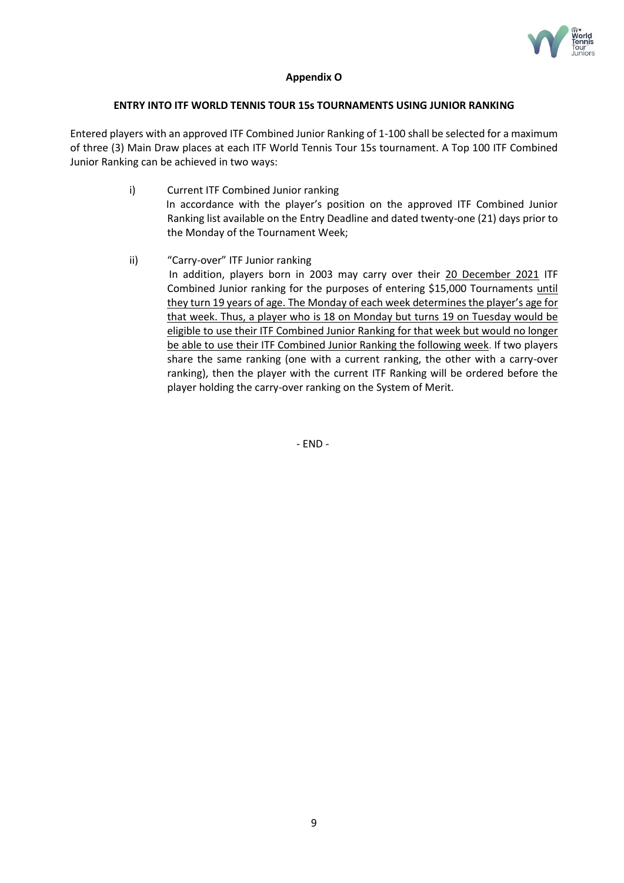## Appendix O

### ENTRY INTO ITF WORLD TENNIS TOUR 15s TOURNAMENTS USING JUNIOR RANKING

Entered players with an approved ITF Combined Junior Ranking of 1-100 shall be selected for a maximum of three (3) Main Draw places at each ITF World Tennis Tour 15s tournament. A Top 100 ITF Combined Junior Ranking can be achieved in two ways:

i) Current ITF Combined Junior ranking
In accordance with the player's position on the approved ITF Combined Junior Ranking list available on the Entry Deadline and dated twenty-one (21) days prior to the Monday of the Tournament Week;

ii) "Carry-over" ITF Junior ranking
In addition, players born in 2003 may carry over their <u>20 December 2021</u> ITF Combined Junior ranking for the purposes of entering $15,000 Tournaments <u>until they turn 19 years of age. The Monday of each week determines the player's age for that week. Thus, a player who is 18 on Monday but turns 19 on Tuesday would be eligible to use their ITF Combined Junior Ranking for that week but would no longer be able to use their ITF Combined Junior Ranking the following week</u>. If two players share the same ranking (one with a current ranking, the other with a carry-over ranking), then the player with the current ITF Ranking will be ordered before the player holding the carry-over ranking on the System of Merit.

\- END -